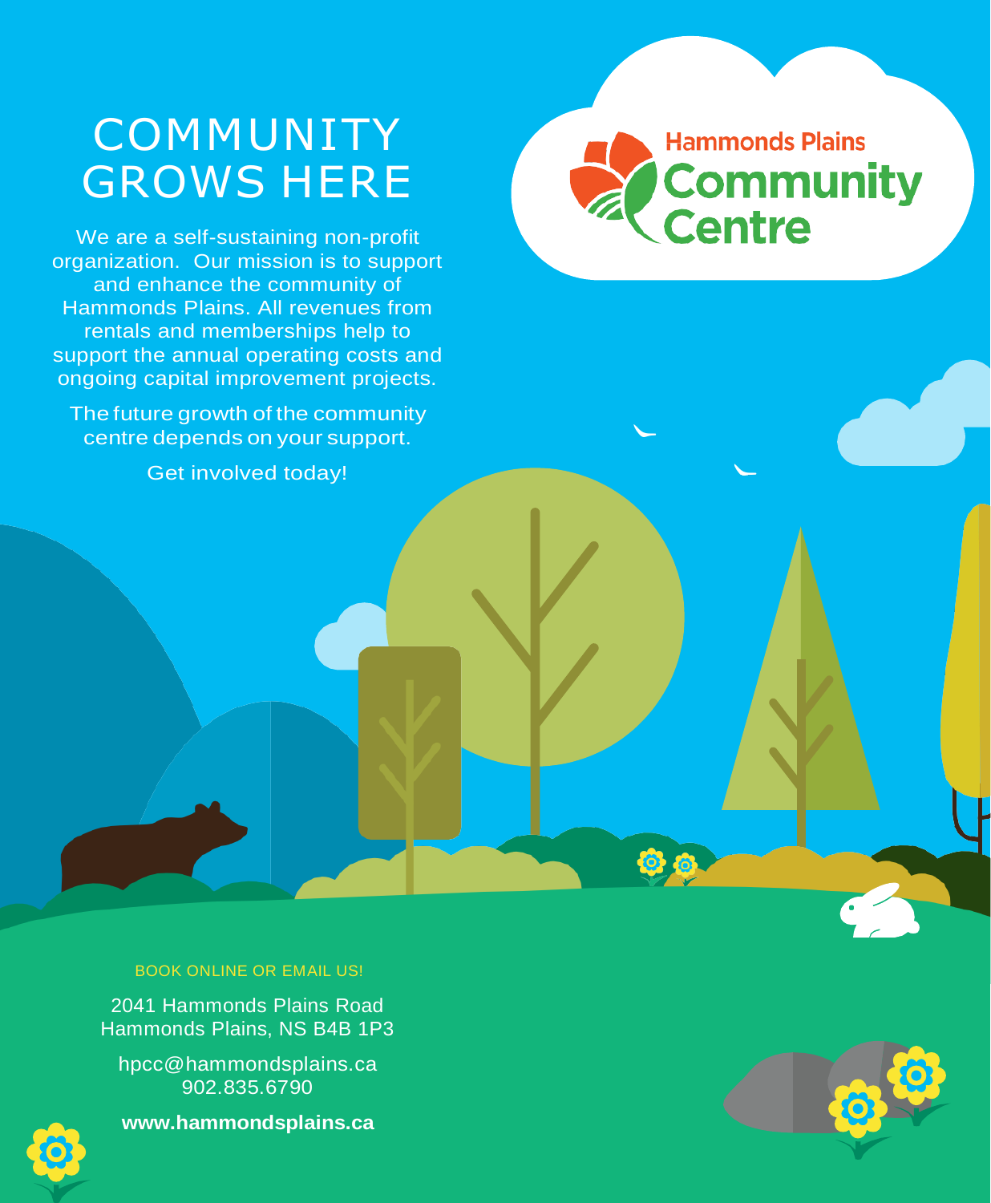# COMMUNITY GROWS HERE

We are a self-sustaining non-profit organization. Our mission is to support and enhance the community of Hammonds Plains. All revenues from rentals and memberships help to support the annual operating costs and ongoing capital improvement projects.

The future growth of the community centre depends on your support.

Get involved today!

Hammonds Plains Community Centre

BOOK ONLINE OR EMAIL US!

2041 Hammonds Plains Road
Hammonds Plains, NS B4B 1P3

hpcc@hammondsplains.ca
902.835.6790

**www.hammondsplains.ca**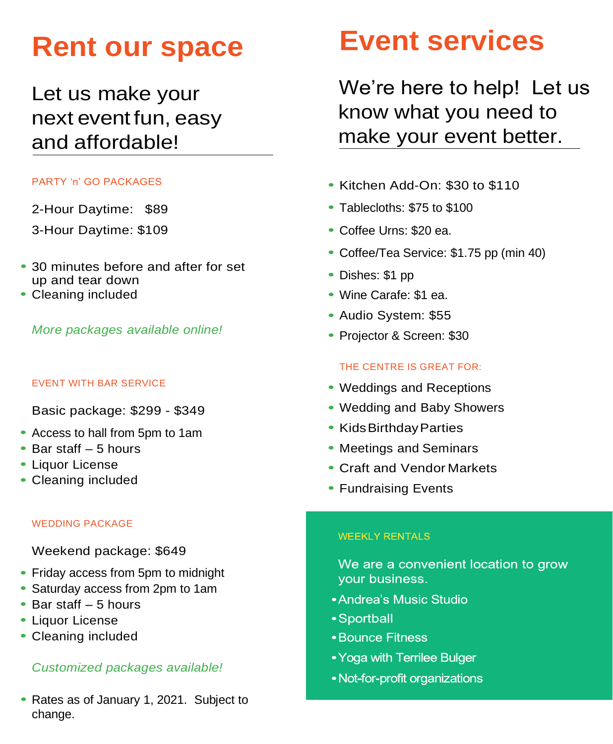# Rent our space

Let us make your next event fun, easy and affordable!

### PARTY 'n' GO PACKAGES

2-Hour Daytime: $89

3-Hour Daytime: $109

- 30 minutes before and after for set up and tear down
- Cleaning included

*More packages available online!*

### EVENT WITH BAR SERVICE

Basic package: $299 - $349

- Access to hall from 5pm to 1am
- Bar staff – 5 hours
- Liquor License
- Cleaning included

### WEDDING PACKAGE

Weekend package: $649

- Friday access from 5pm to midnight
- Saturday access from 2pm to 1am
- Bar staff – 5 hours
- Liquor License
- Cleaning included

*Customized packages available!*

- Rates as of January 1, 2021. Subject to change.

# Event services

We're here to help! Let us know what you need to make your event better.

- Kitchen Add-On: $30 to $110
- Tablecloths: $75 to $100
- Coffee Urns: $20 ea.
- Coffee/Tea Service: $1.75 pp (min 40)
- Dishes: $1 pp
- Wine Carafe: $1 ea.
- Audio System: $55
- Projector & Screen: $30

### THE CENTRE IS GREAT FOR:

- Weddings and Receptions
- Wedding and Baby Showers
- Kids Birthday Parties
- Meetings and Seminars
- Craft and Vendor Markets
- Fundraising Events

### WEEKLY RENTALS

We are a convenient location to grow your business.

- Andrea's Music Studio
- Sportball
- Bounce Fitness
- Yoga with Terrilee Bulger
- Not-for-profit organizations